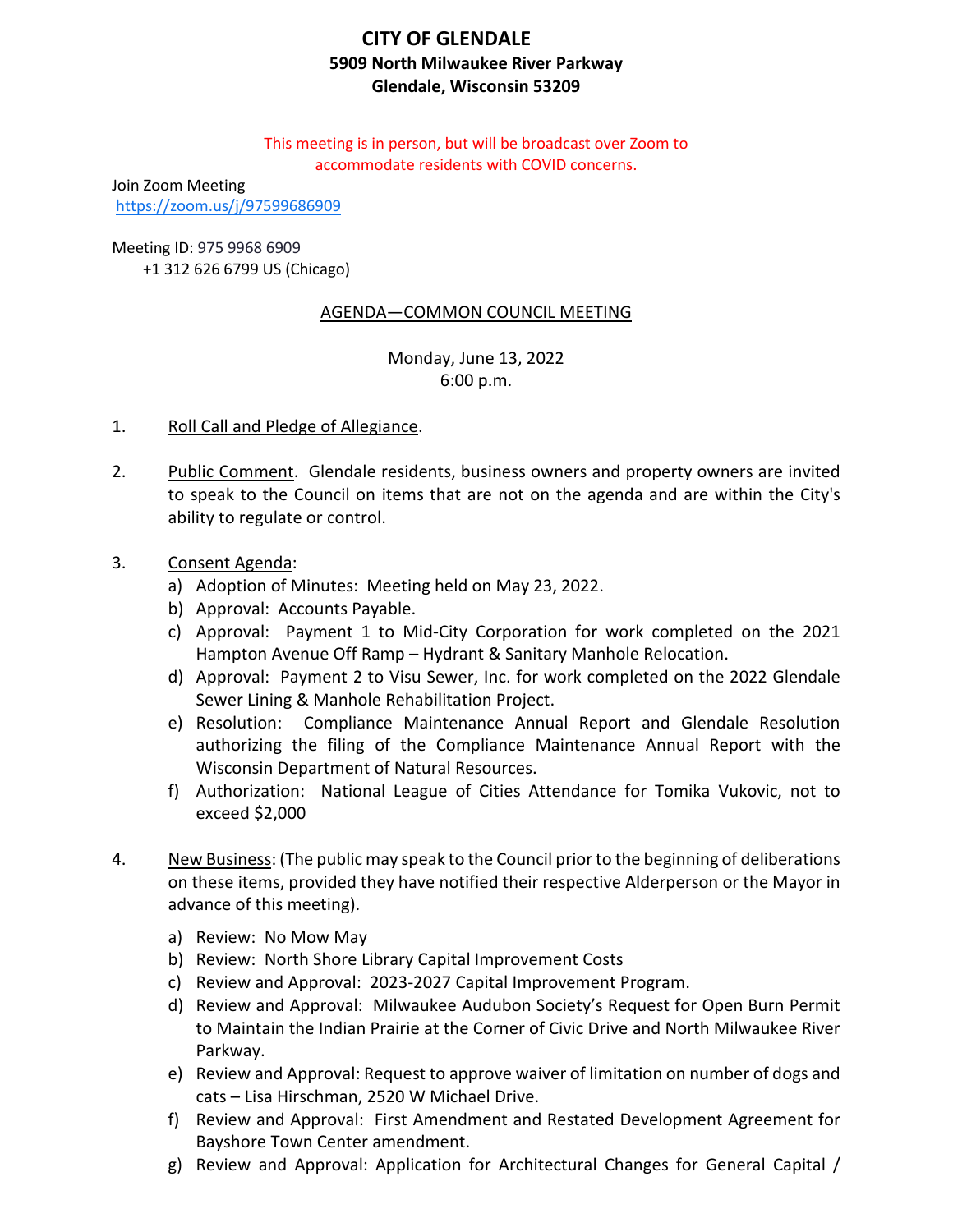# CITY OF GLENDALE

**5909 North Milwaukee River Parkway**
**Glendale, Wisconsin 53209**

This meeting is in person, but will be broadcast over Zoom to accommodate residents with COVID concerns.

Join Zoom Meeting
https://zoom.us/j/97599686909

Meeting ID: 975 9968 6909
+1 312 626 6799 US (Chicago)

## AGENDA—COMMON COUNCIL MEETING

Monday, June 13, 2022
6:00 p.m.

1. Roll Call and Pledge of Allegiance.

2. Public Comment. Glendale residents, business owners and property owners are invited to speak to the Council on items that are not on the agenda and are within the City's ability to regulate or control.

3. Consent Agenda:
   a) Adoption of Minutes: Meeting held on May 23, 2022.
   b) Approval: Accounts Payable.
   c) Approval: Payment 1 to Mid-City Corporation for work completed on the 2021 Hampton Avenue Off Ramp – Hydrant & Sanitary Manhole Relocation.
   d) Approval: Payment 2 to Visu Sewer, Inc. for work completed on the 2022 Glendale Sewer Lining & Manhole Rehabilitation Project.
   e) Resolution: Compliance Maintenance Annual Report and Glendale Resolution authorizing the filing of the Compliance Maintenance Annual Report with the Wisconsin Department of Natural Resources.
   f) Authorization: National League of Cities Attendance for Tomika Vukovic, not to exceed $2,000

4. New Business: (The public may speak to the Council prior to the beginning of deliberations on these items, provided they have notified their respective Alderperson or the Mayor in advance of this meeting).
   a) Review: No Mow May
   b) Review: North Shore Library Capital Improvement Costs
   c) Review and Approval: 2023-2027 Capital Improvement Program.
   d) Review and Approval: Milwaukee Audubon Society's Request for Open Burn Permit to Maintain the Indian Prairie at the Corner of Civic Drive and North Milwaukee River Parkway.
   e) Review and Approval: Request to approve waiver of limitation on number of dogs and cats – Lisa Hirschman, 2520 W Michael Drive.
   f) Review and Approval: First Amendment and Restated Development Agreement for Bayshore Town Center amendment.
   g) Review and Approval: Application for Architectural Changes for General Capital /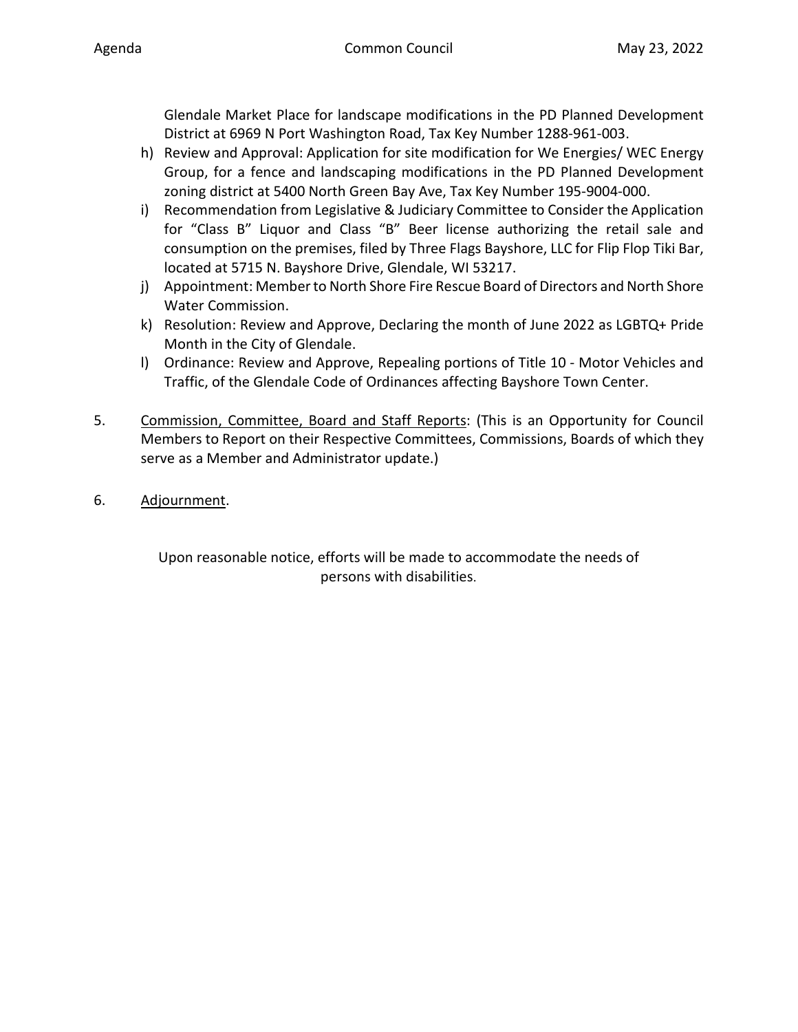Glendale Market Place for landscape modifications in the PD Planned Development District at 6969 N Port Washington Road, Tax Key Number 1288-961-003.

h) Review and Approval: Application for site modification for We Energies/ WEC Energy Group, for a fence and landscaping modifications in the PD Planned Development zoning district at 5400 North Green Bay Ave, Tax Key Number 195-9004-000.

i) Recommendation from Legislative & Judiciary Committee to Consider the Application for "Class B" Liquor and Class "B" Beer license authorizing the retail sale and consumption on the premises, filed by Three Flags Bayshore, LLC for Flip Flop Tiki Bar, located at 5715 N. Bayshore Drive, Glendale, WI 53217.

j) Appointment: Member to North Shore Fire Rescue Board of Directors and North Shore Water Commission.

k) Resolution: Review and Approve, Declaring the month of June 2022 as LGBTQ+ Pride Month in the City of Glendale.

l) Ordinance: Review and Approve, Repealing portions of Title 10 - Motor Vehicles and Traffic, of the Glendale Code of Ordinances affecting Bayshore Town Center.

5. Commission, Committee, Board and Staff Reports: (This is an Opportunity for Council Members to Report on their Respective Committees, Commissions, Boards of which they serve as a Member and Administrator update.)

6. Adjournment.

Upon reasonable notice, efforts will be made to accommodate the needs of persons with disabilities.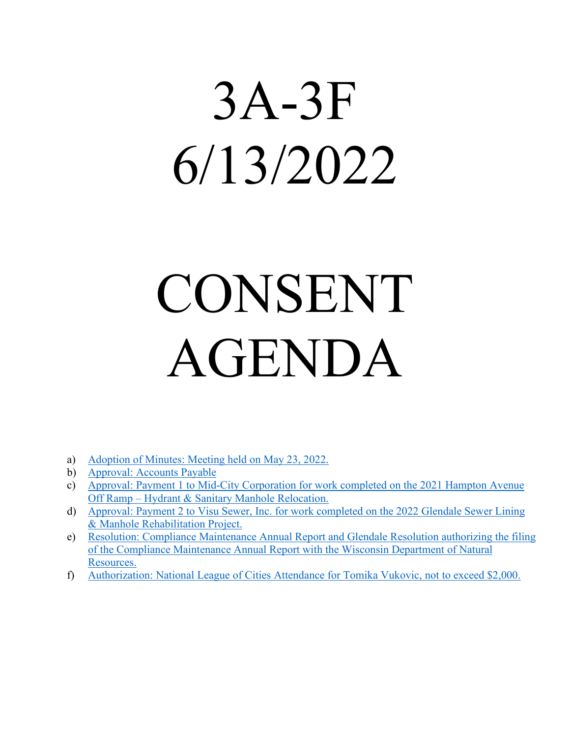# 3A-3F
# 6/13/2022

# CONSENT AGENDA

a) Adoption of Minutes: Meeting held on May 23, 2022.
b) Approval: Accounts Payable
c) Approval: Payment 1 to Mid-City Corporation for work completed on the 2021 Hampton Avenue Off Ramp – Hydrant & Sanitary Manhole Relocation.
d) Approval: Payment 2 to Visu Sewer, Inc. for work completed on the 2022 Glendale Sewer Lining & Manhole Rehabilitation Project.
e) Resolution: Compliance Maintenance Annual Report and Glendale Resolution authorizing the filing of the Compliance Maintenance Annual Report with the Wisconsin Department of Natural Resources.
f) Authorization: National League of Cities Attendance for Tomika Vukovic, not to exceed $2,000.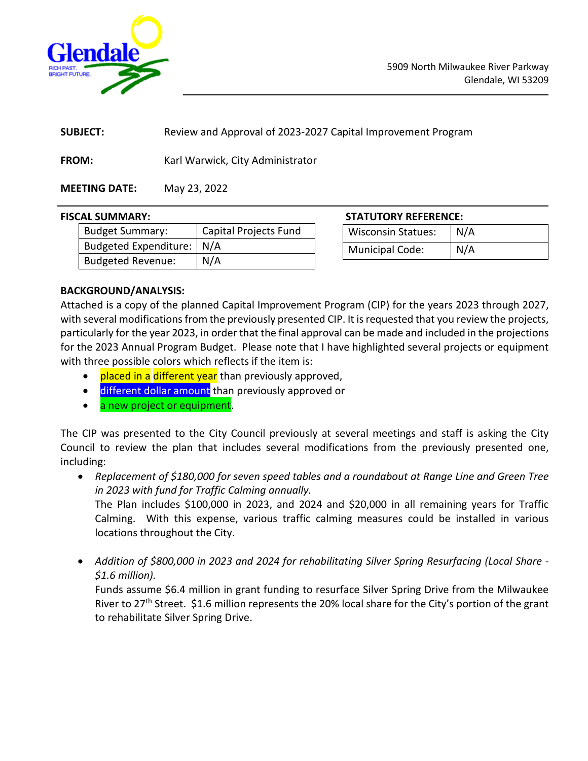Glendale
RICH PAST. BRIGHT FUTURE.

5909 North Milwaukee River Parkway
Glendale, WI 53209

**SUBJECT:** Review and Approval of 2023-2027 Capital Improvement Program

**FROM:** Karl Warwick, City Administrator

**MEETING DATE:** May 23, 2022

**FISCAL SUMMARY:**

| Budget Summary: | Capital Projects Fund |
|---|---|
| Budgeted Expenditure: | N/A |
| Budgeted Revenue: | N/A |

**STATUTORY REFERENCE:**

| Wisconsin Statues: | N/A |
|---|---|
| Municipal Code: | N/A |

**BACKGROUND/ANALYSIS:**

Attached is a copy of the planned Capital Improvement Program (CIP) for the years 2023 through 2027, with several modifications from the previously presented CIP. It is requested that you review the projects, particularly for the year 2023, in order that the final approval can be made and included in the projections for the 2023 Annual Program Budget. Please note that I have highlighted several projects or equipment with three possible colors which reflects if the item is:

- placed in a different year than previously approved,
- different dollar amount than previously approved or
- a new project or equipment.

The CIP was presented to the City Council previously at several meetings and staff is asking the City Council to review the plan that includes several modifications from the previously presented one, including:

- *Replacement of $180,000 for seven speed tables and a roundabout at Range Line and Green Tree in 2023 with fund for Traffic Calming annually.*
  The Plan includes $100,000 in 2023, and 2024 and $20,000 in all remaining years for Traffic Calming. With this expense, various traffic calming measures could be installed in various locations throughout the City.

- *Addition of $800,000 in 2023 and 2024 for rehabilitating Silver Spring Resurfacing (Local Share - $1.6 million).*
  Funds assume $6.4 million in grant funding to resurface Silver Spring Drive from the Milwaukee River to 27th Street. $1.6 million represents the 20% local share for the City's portion of the grant to rehabilitate Silver Spring Drive.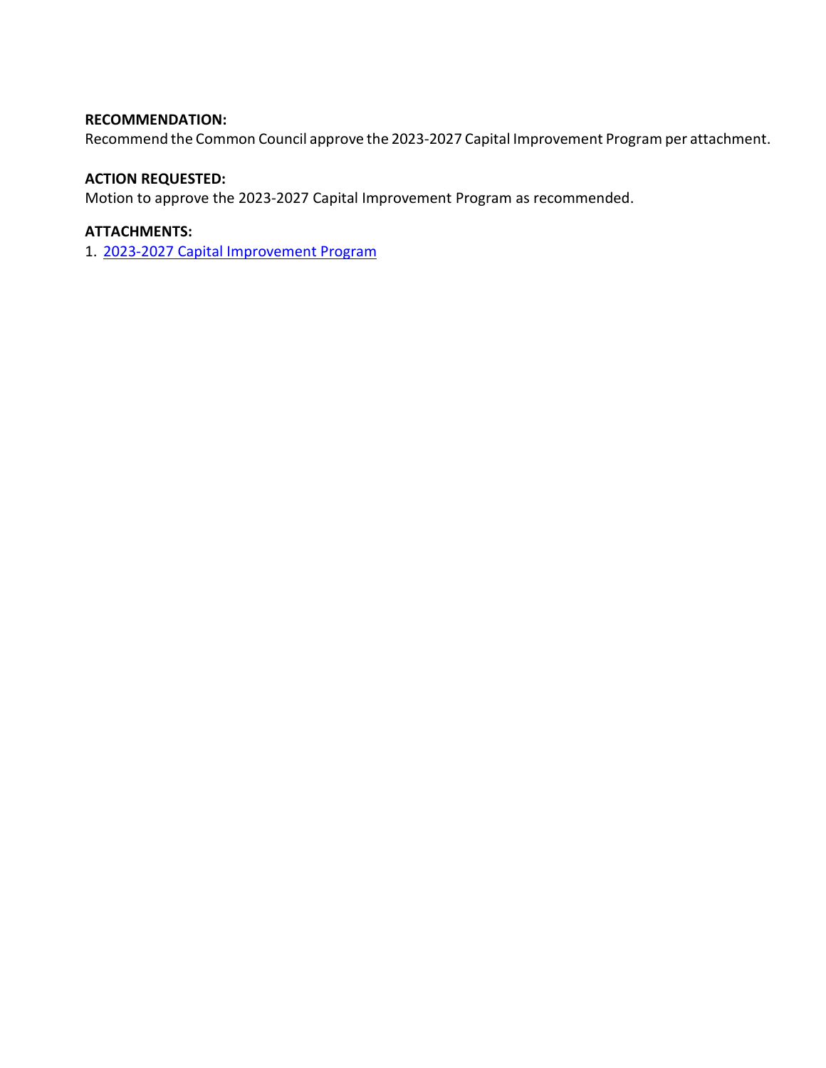**RECOMMENDATION:**
Recommend the Common Council approve the 2023-2027 Capital Improvement Program per attachment.

**ACTION REQUESTED:**
Motion to approve the 2023-2027 Capital Improvement Program as recommended.

**ATTACHMENTS:**
1. 2023-2027 Capital Improvement Program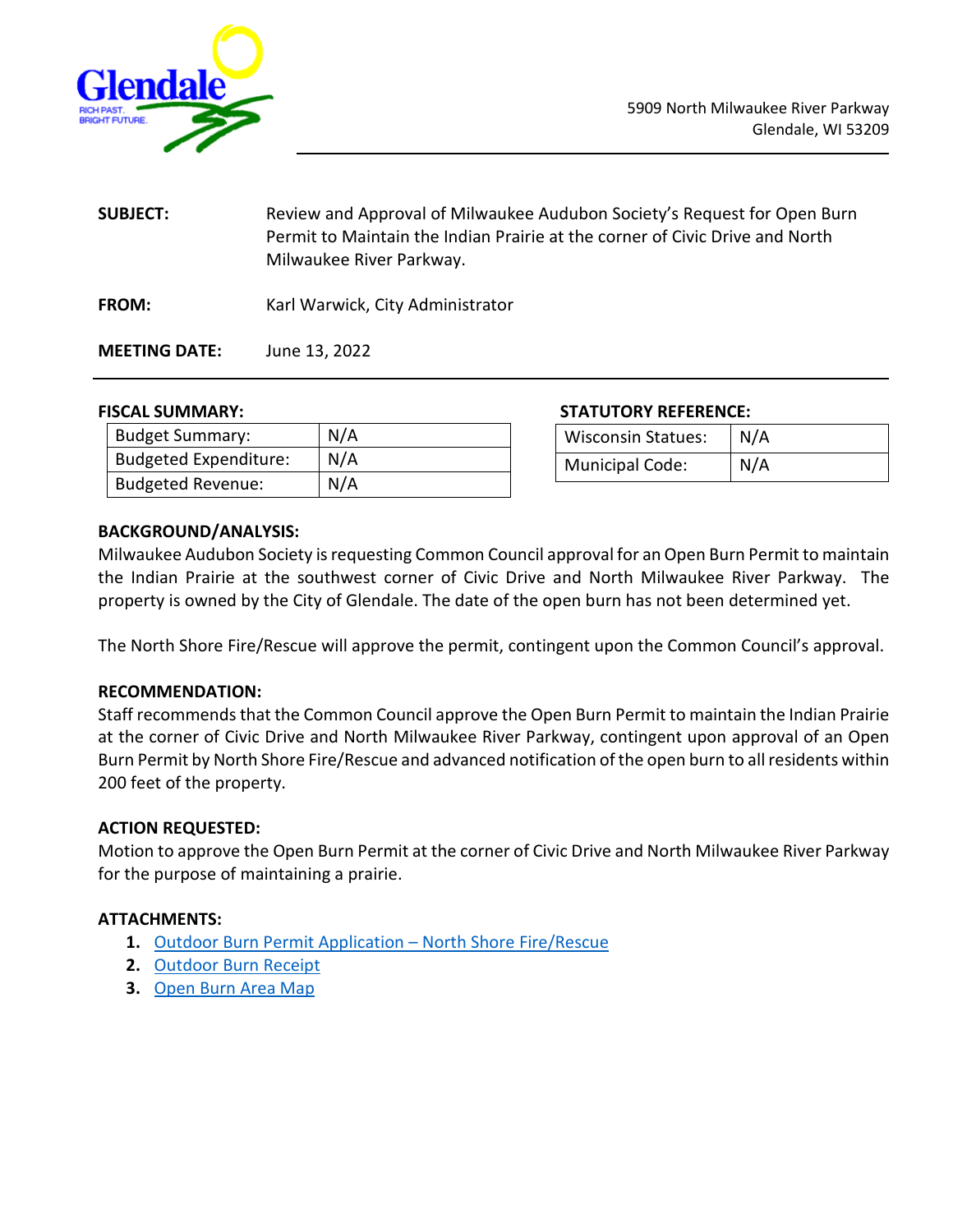Glendale

RICH PAST. BRIGHT FUTURE.

5909 North Milwaukee River Parkway
Glendale, WI 53209

**SUBJECT:** Review and Approval of Milwaukee Audubon Society's Request for Open Burn Permit to Maintain the Indian Prairie at the corner of Civic Drive and North Milwaukee River Parkway.

**FROM:** Karl Warwick, City Administrator

**MEETING DATE:** June 13, 2022

**FISCAL SUMMARY:**

| Budget Summary: | N/A |
|---|---|
| Budgeted Expenditure: | N/A |
| Budgeted Revenue: | N/A |

**STATUTORY REFERENCE:**

| Wisconsin Statues: | N/A |
|---|---|
| Municipal Code: | N/A |

**BACKGROUND/ANALYSIS:**

Milwaukee Audubon Society is requesting Common Council approval for an Open Burn Permit to maintain the Indian Prairie at the southwest corner of Civic Drive and North Milwaukee River Parkway. The property is owned by the City of Glendale. The date of the open burn has not been determined yet.

The North Shore Fire/Rescue will approve the permit, contingent upon the Common Council's approval.

**RECOMMENDATION:**

Staff recommends that the Common Council approve the Open Burn Permit to maintain the Indian Prairie at the corner of Civic Drive and North Milwaukee River Parkway, contingent upon approval of an Open Burn Permit by North Shore Fire/Rescue and advanced notification of the open burn to all residents within 200 feet of the property.

**ACTION REQUESTED:**

Motion to approve the Open Burn Permit at the corner of Civic Drive and North Milwaukee River Parkway for the purpose of maintaining a prairie.

**ATTACHMENTS:**

1. Outdoor Burn Permit Application – North Shore Fire/Rescue
2. Outdoor Burn Receipt
3. Open Burn Area Map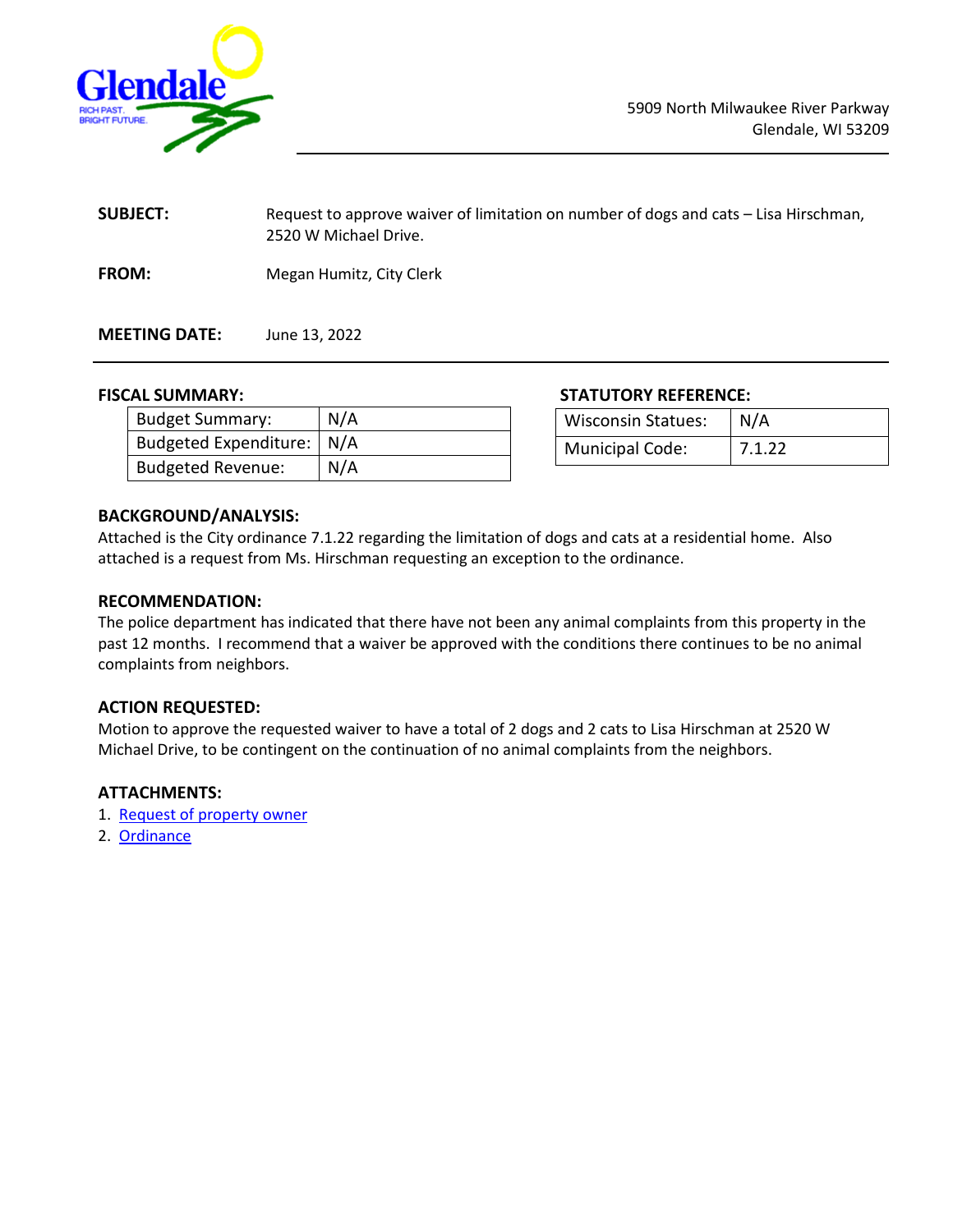Glendale

RICH PAST. BRIGHT FUTURE.

5909 North Milwaukee River Parkway
Glendale, WI 53209

---

**SUBJECT:** Request to approve waiver of limitation on number of dogs and cats – Lisa Hirschman, 2520 W Michael Drive.

**FROM:** Megan Humitz, City Clerk

**MEETING DATE:** June 13, 2022

---

**FISCAL SUMMARY:**

| | |
|---|---|
| Budget Summary: | N/A |
| Budgeted Expenditure: | N/A |
| Budgeted Revenue: | N/A |

**STATUTORY REFERENCE:**

| | |
|---|---|
| Wisconsin Statues: | N/A |
| Municipal Code: | 7.1.22 |

**BACKGROUND/ANALYSIS:**
Attached is the City ordinance 7.1.22 regarding the limitation of dogs and cats at a residential home. Also attached is a request from Ms. Hirschman requesting an exception to the ordinance.

**RECOMMENDATION:**
The police department has indicated that there have not been any animal complaints from this property in the past 12 months. I recommend that a waiver be approved with the conditions there continues to be no animal complaints from neighbors.

**ACTION REQUESTED:**
Motion to approve the requested waiver to have a total of 2 dogs and 2 cats to Lisa Hirschman at 2520 W Michael Drive, to be contingent on the continuation of no animal complaints from the neighbors.

**ATTACHMENTS:**
1. Request of property owner
2. Ordinance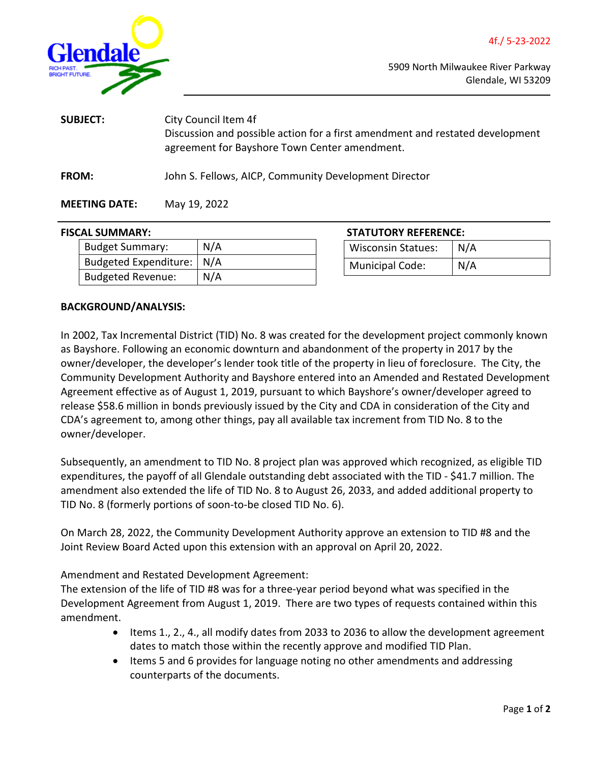4f./ 5-23-2022

5909 North Milwaukee River Parkway
Glendale, WI 53209

**SUBJECT:** City Council Item 4f
Discussion and possible action for a first amendment and restated development agreement for Bayshore Town Center amendment.

**FROM:** John S. Fellows, AICP, Community Development Director

**MEETING DATE:** May 19, 2022

**FISCAL SUMMARY:**

| | |
|---|---|
| Budget Summary: | N/A |
| Budgeted Expenditure: | N/A |
| Budgeted Revenue: | N/A |

**STATUTORY REFERENCE:**

| | |
|---|---|
| Wisconsin Statues: | N/A |
| Municipal Code: | N/A |

**BACKGROUND/ANALYSIS:**

In 2002, Tax Incremental District (TID) No. 8 was created for the development project commonly known as Bayshore. Following an economic downturn and abandonment of the property in 2017 by the owner/developer, the developer's lender took title of the property in lieu of foreclosure. The City, the Community Development Authority and Bayshore entered into an Amended and Restated Development Agreement effective as of August 1, 2019, pursuant to which Bayshore's owner/developer agreed to release $58.6 million in bonds previously issued by the City and CDA in consideration of the City and CDA's agreement to, among other things, pay all available tax increment from TID No. 8 to the owner/developer.

Subsequently, an amendment to TID No. 8 project plan was approved which recognized, as eligible TID expenditures, the payoff of all Glendale outstanding debt associated with the TID - $41.7 million. The amendment also extended the life of TID No. 8 to August 26, 2033, and added additional property to TID No. 8 (formerly portions of soon-to-be closed TID No. 6).

On March 28, 2022, the Community Development Authority approve an extension to TID #8 and the Joint Review Board Acted upon this extension with an approval on April 20, 2022.

Amendment and Restated Development Agreement:
The extension of the life of TID #8 was for a three-year period beyond what was specified in the Development Agreement from August 1, 2019. There are two types of requests contained within this amendment.

- Items 1., 2., 4., all modify dates from 2033 to 2036 to allow the development agreement dates to match those within the recently approve and modified TID Plan.
- Items 5 and 6 provides for language noting no other amendments and addressing counterparts of the documents.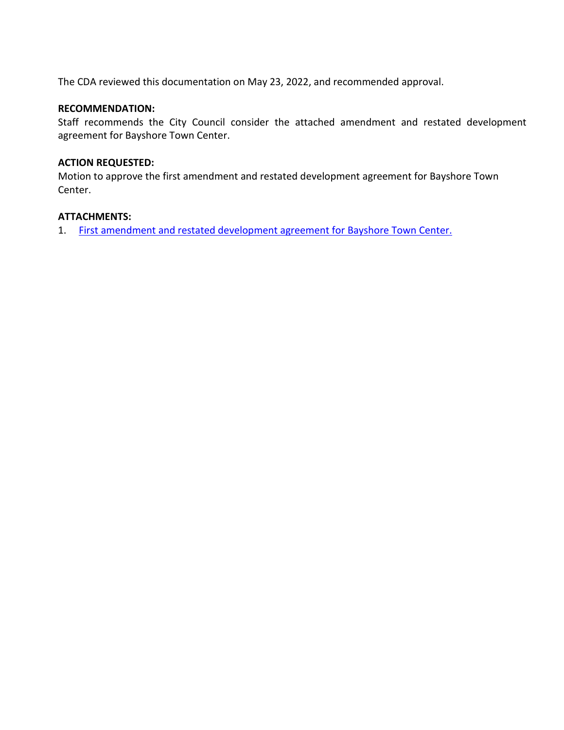The CDA reviewed this documentation on May 23, 2022, and recommended approval.

**RECOMMENDATION:**
Staff recommends the City Council consider the attached amendment and restated development agreement for Bayshore Town Center.

**ACTION REQUESTED:**
Motion to approve the first amendment and restated development agreement for Bayshore Town Center.

**ATTACHMENTS:**
1. First amendment and restated development agreement for Bayshore Town Center.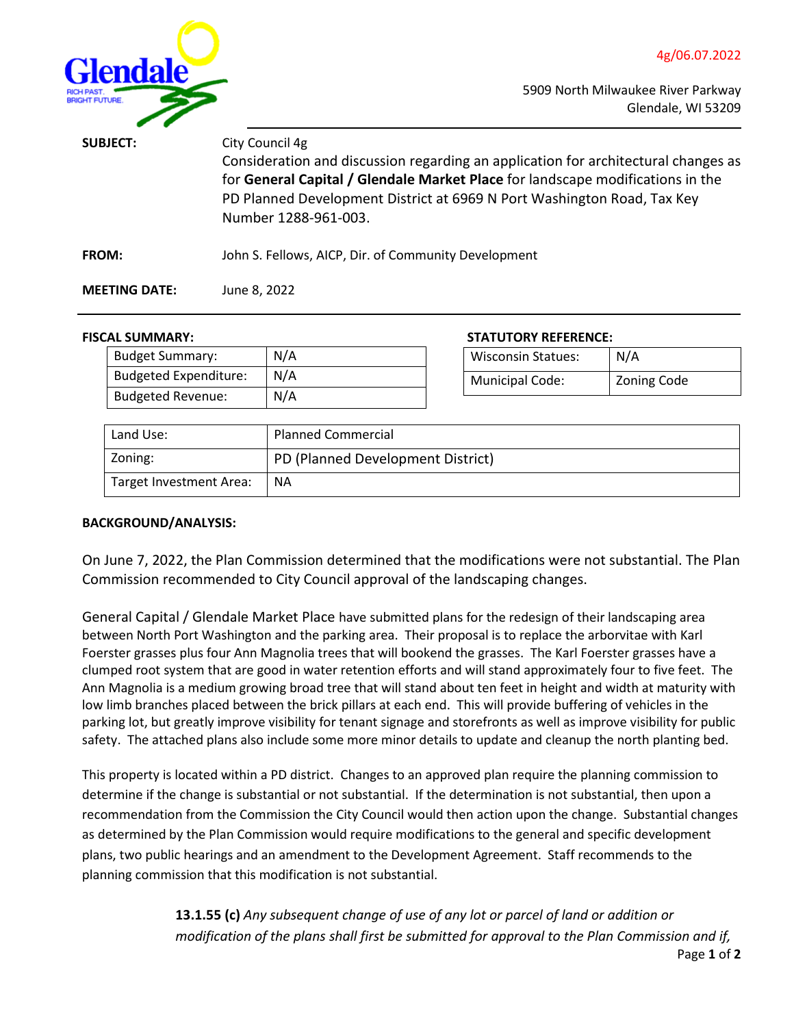4g/06.07.2022

5909 North Milwaukee River Parkway
Glendale, WI 53209

**SUBJECT:** City Council 4g
Consideration and discussion regarding an application for architectural changes as for **General Capital / Glendale Market Place** for landscape modifications in the PD Planned Development District at 6969 N Port Washington Road, Tax Key Number 1288-961-003.

**FROM:** John S. Fellows, AICP, Dir. of Community Development

**MEETING DATE:** June 8, 2022

**FISCAL SUMMARY:**

| Budget Summary: | N/A |
|---|---|
| Budgeted Expenditure: | N/A |
| Budgeted Revenue: | N/A |

**STATUTORY REFERENCE:**

| Wisconsin Statues: | N/A |
|---|---|
| Municipal Code: | Zoning Code |

| Land Use: | Planned Commercial |
|---|---|
| Zoning: | PD (Planned Development District) |
| Target Investment Area: | NA |

**BACKGROUND/ANALYSIS:**

On June 7, 2022, the Plan Commission determined that the modifications were not substantial. The Plan Commission recommended to City Council approval of the landscaping changes.

General Capital / Glendale Market Place have submitted plans for the redesign of their landscaping area between North Port Washington and the parking area. Their proposal is to replace the arborvitae with Karl Foerster grasses plus four Ann Magnolia trees that will bookend the grasses. The Karl Foerster grasses have a clumped root system that are good in water retention efforts and will stand approximately four to five feet. The Ann Magnolia is a medium growing broad tree that will stand about ten feet in height and width at maturity with low limb branches placed between the brick pillars at each end. This will provide buffering of vehicles in the parking lot, but greatly improve visibility for tenant signage and storefronts as well as improve visibility for public safety. The attached plans also include some more minor details to update and cleanup the north planting bed.

This property is located within a PD district. Changes to an approved plan require the planning commission to determine if the change is substantial or not substantial. If the determination is not substantial, then upon a recommendation from the Commission the City Council would then action upon the change. Substantial changes as determined by the Plan Commission would require modifications to the general and specific development plans, two public hearings and an amendment to the Development Agreement. Staff recommends to the planning commission that this modification is not substantial.

> **13.1.55 (c)** *Any subsequent change of use of any lot or parcel of land or addition or modification of the plans shall first be submitted for approval to the Plan Commission and if,*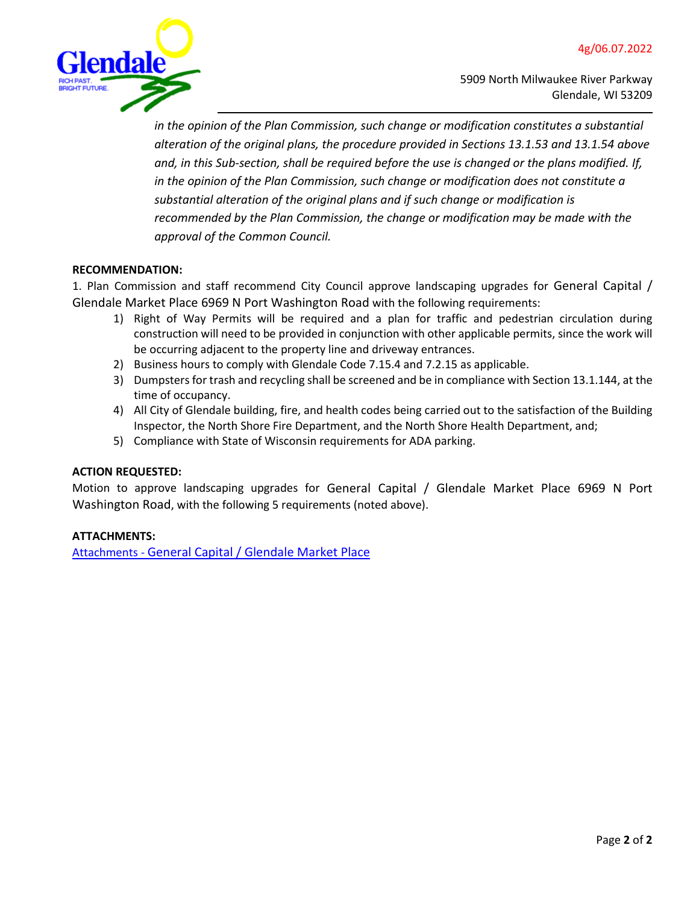*in the opinion of the Plan Commission, such change or modification constitutes a substantial alteration of the original plans, the procedure provided in Sections 13.1.53 and 13.1.54 above and, in this Sub-section, shall be required before the use is changed or the plans modified. If, in the opinion of the Plan Commission, such change or modification does not constitute a substantial alteration of the original plans and if such change or modification is recommended by the Plan Commission, the change or modification may be made with the approval of the Common Council.*

**RECOMMENDATION:**

1. Plan Commission and staff recommend City Council approve landscaping upgrades for General Capital / Glendale Market Place 6969 N Port Washington Road with the following requirements:
   1) Right of Way Permits will be required and a plan for traffic and pedestrian circulation during construction will need to be provided in conjunction with other applicable permits, since the work will be occurring adjacent to the property line and driveway entrances.
   2) Business hours to comply with Glendale Code 7.15.4 and 7.2.15 as applicable.
   3) Dumpsters for trash and recycling shall be screened and be in compliance with Section 13.1.144, at the time of occupancy.
   4) All City of Glendale building, fire, and health codes being carried out to the satisfaction of the Building Inspector, the North Shore Fire Department, and the North Shore Health Department, and;
   5) Compliance with State of Wisconsin requirements for ADA parking.

**ACTION REQUESTED:**

Motion to approve landscaping upgrades for General Capital / Glendale Market Place 6969 N Port Washington Road, with the following 5 requirements (noted above).

**ATTACHMENTS:**

Attachments - General Capital / Glendale Market Place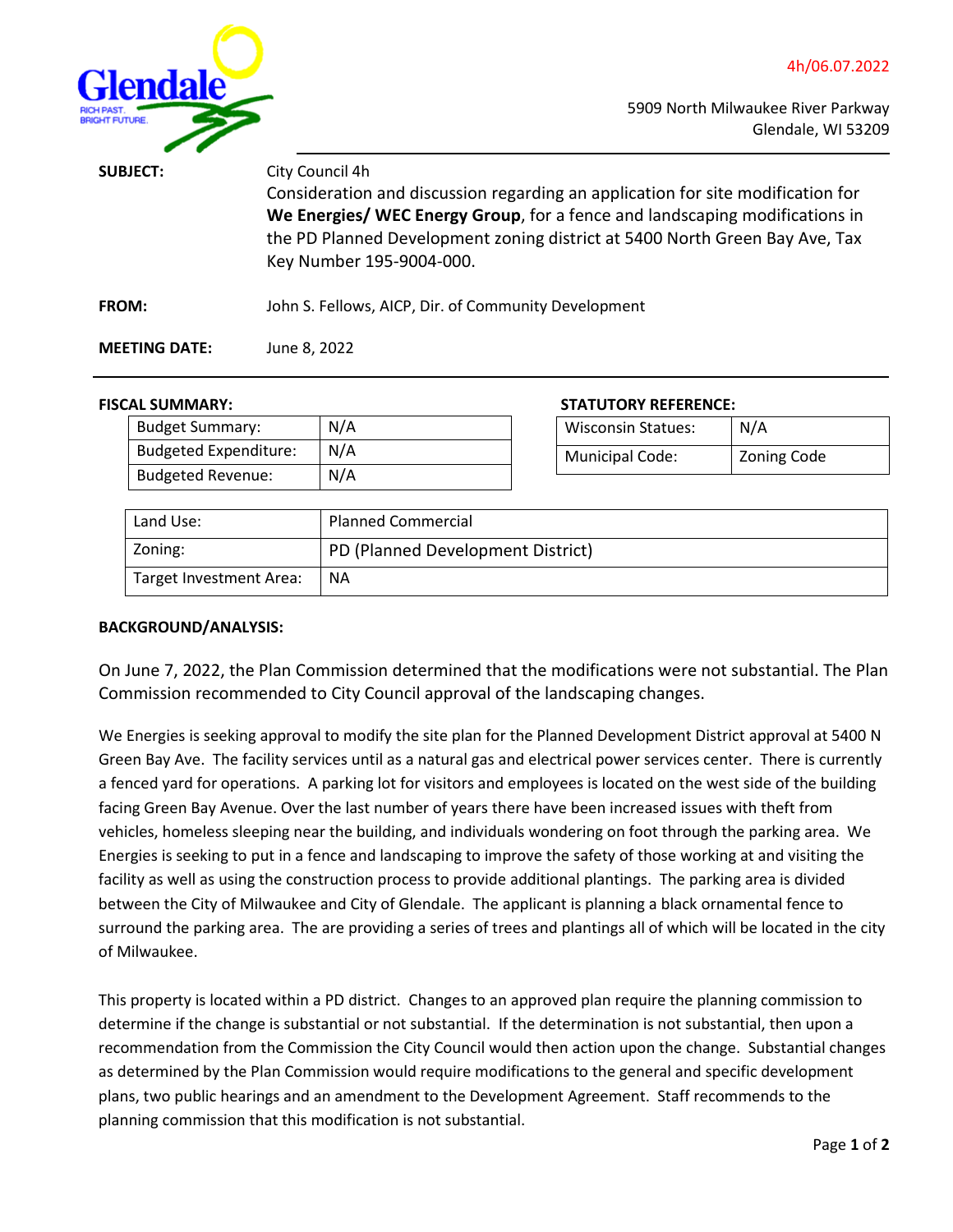4h/06.07.2022

5909 North Milwaukee River Parkway
Glendale, WI 53209

**SUBJECT:** City Council 4h
Consideration and discussion regarding an application for site modification for **We Energies/ WEC Energy Group**, for a fence and landscaping modifications in the PD Planned Development zoning district at 5400 North Green Bay Ave, Tax Key Number 195-9004-000.

**FROM:** John S. Fellows, AICP, Dir. of Community Development

**MEETING DATE:** June 8, 2022

**FISCAL SUMMARY:**

| Budget Summary: | N/A |
|---|---|
| Budgeted Expenditure: | N/A |
| Budgeted Revenue: | N/A |

**STATUTORY REFERENCE:**

| Wisconsin Statues: | N/A |
|---|---|
| Municipal Code: | Zoning Code |

| Land Use: | Planned Commercial |
|---|---|
| Zoning: | PD (Planned Development District) |
| Target Investment Area: | NA |

**BACKGROUND/ANALYSIS:**

On June 7, 2022, the Plan Commission determined that the modifications were not substantial. The Plan Commission recommended to City Council approval of the landscaping changes.

We Energies is seeking approval to modify the site plan for the Planned Development District approval at 5400 N Green Bay Ave. The facility services until as a natural gas and electrical power services center. There is currently a fenced yard for operations. A parking lot for visitors and employees is located on the west side of the building facing Green Bay Avenue. Over the last number of years there have been increased issues with theft from vehicles, homeless sleeping near the building, and individuals wondering on foot through the parking area. We Energies is seeking to put in a fence and landscaping to improve the safety of those working at and visiting the facility as well as using the construction process to provide additional plantings. The parking area is divided between the City of Milwaukee and City of Glendale. The applicant is planning a black ornamental fence to surround the parking area. The are providing a series of trees and plantings all of which will be located in the city of Milwaukee.

This property is located within a PD district. Changes to an approved plan require the planning commission to determine if the change is substantial or not substantial. If the determination is not substantial, then upon a recommendation from the Commission the City Council would then action upon the change. Substantial changes as determined by the Plan Commission would require modifications to the general and specific development plans, two public hearings and an amendment to the Development Agreement. Staff recommends to the planning commission that this modification is not substantial.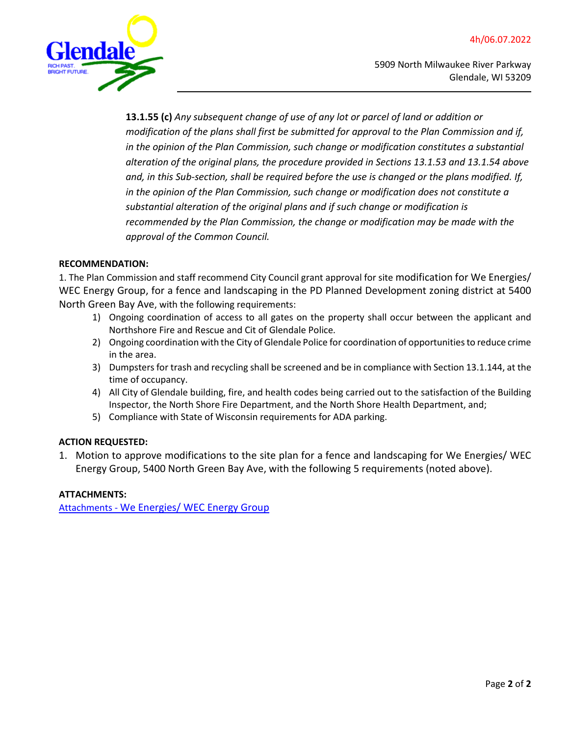**13.1.55 (c)** *Any subsequent change of use of any lot or parcel of land or addition or modification of the plans shall first be submitted for approval to the Plan Commission and if, in the opinion of the Plan Commission, such change or modification constitutes a substantial alteration of the original plans, the procedure provided in Sections 13.1.53 and 13.1.54 above and, in this Sub-section, shall be required before the use is changed or the plans modified. If, in the opinion of the Plan Commission, such change or modification does not constitute a substantial alteration of the original plans and if such change or modification is recommended by the Plan Commission, the change or modification may be made with the approval of the Common Council.*

**RECOMMENDATION:**

1. The Plan Commission and staff recommend City Council grant approval for site modification for We Energies/ WEC Energy Group, for a fence and landscaping in the PD Planned Development zoning district at 5400 North Green Bay Ave, with the following requirements:
   1) Ongoing coordination of access to all gates on the property shall occur between the applicant and Northshore Fire and Rescue and Cit of Glendale Police.
   2) Ongoing coordination with the City of Glendale Police for coordination of opportunities to reduce crime in the area.
   3) Dumpsters for trash and recycling shall be screened and be in compliance with Section 13.1.144, at the time of occupancy.
   4) All City of Glendale building, fire, and health codes being carried out to the satisfaction of the Building Inspector, the North Shore Fire Department, and the North Shore Health Department, and;
   5) Compliance with State of Wisconsin requirements for ADA parking.

**ACTION REQUESTED:**

1. Motion to approve modifications to the site plan for a fence and landscaping for We Energies/ WEC Energy Group, 5400 North Green Bay Ave, with the following 5 requirements (noted above).

**ATTACHMENTS:**

[Attachments - We Energies/ WEC Energy Group]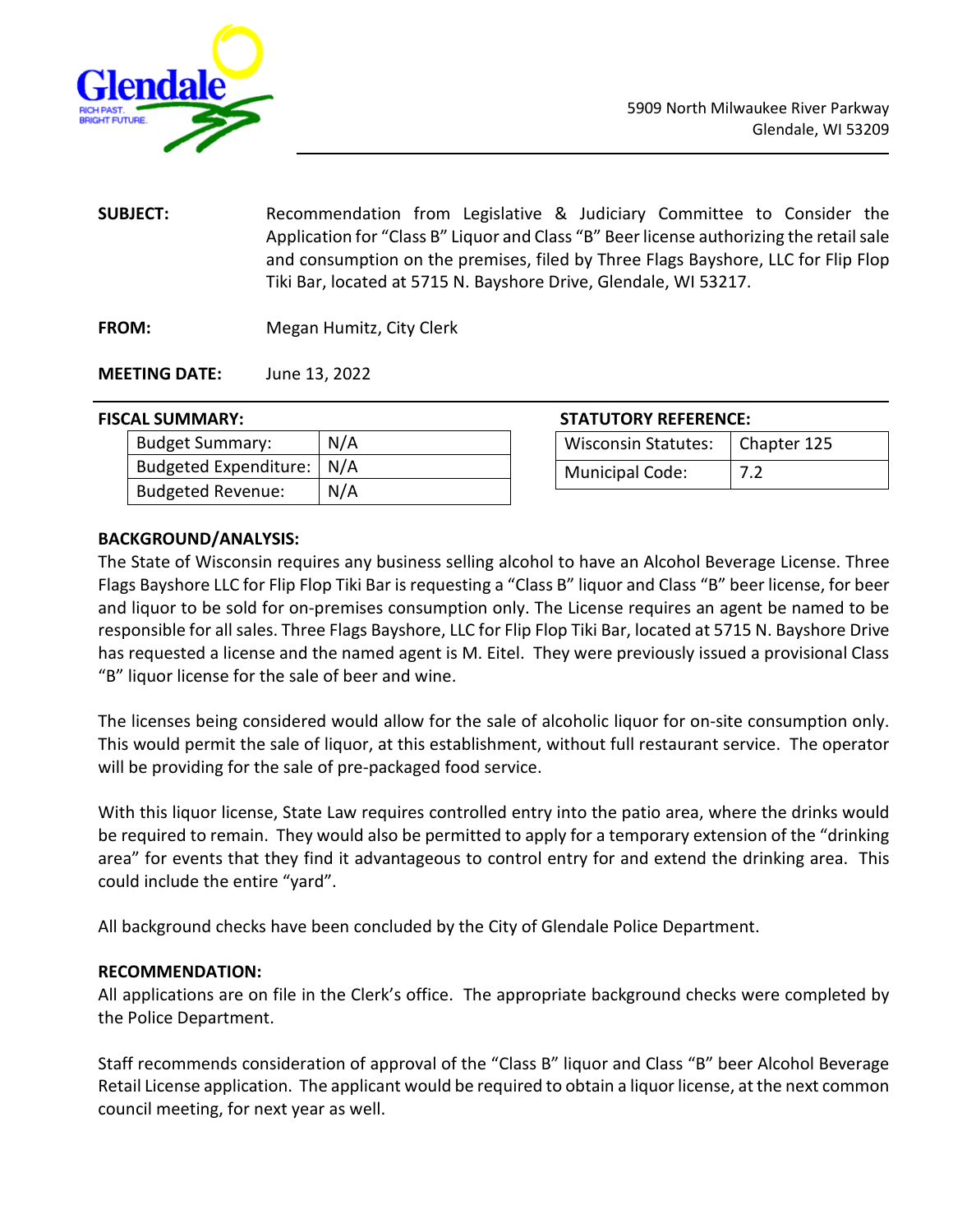5909 North Milwaukee River Parkway
Glendale, WI 53209

**SUBJECT:** Recommendation from Legislative & Judiciary Committee to Consider the Application for "Class B" Liquor and Class "B" Beer license authorizing the retail sale and consumption on the premises, filed by Three Flags Bayshore, LLC for Flip Flop Tiki Bar, located at 5715 N. Bayshore Drive, Glendale, WI 53217.

**FROM:** Megan Humitz, City Clerk

**MEETING DATE:** June 13, 2022

**FISCAL SUMMARY:**

| | |
|---|---|
| Budget Summary: | N/A |
| Budgeted Expenditure: | N/A |
| Budgeted Revenue: | N/A |

**STATUTORY REFERENCE:**

| | |
|---|---|
| Wisconsin Statutes: | Chapter 125 |
| Municipal Code: | 7.2 |

**BACKGROUND/ANALYSIS:**

The State of Wisconsin requires any business selling alcohol to have an Alcohol Beverage License. Three Flags Bayshore LLC for Flip Flop Tiki Bar is requesting a "Class B" liquor and Class "B" beer license, for beer and liquor to be sold for on-premises consumption only. The License requires an agent be named to be responsible for all sales. Three Flags Bayshore, LLC for Flip Flop Tiki Bar, located at 5715 N. Bayshore Drive has requested a license and the named agent is M. Eitel. They were previously issued a provisional Class "B" liquor license for the sale of beer and wine.

The licenses being considered would allow for the sale of alcoholic liquor for on-site consumption only. This would permit the sale of liquor, at this establishment, without full restaurant service. The operator will be providing for the sale of pre-packaged food service.

With this liquor license, State Law requires controlled entry into the patio area, where the drinks would be required to remain. They would also be permitted to apply for a temporary extension of the "drinking area" for events that they find it advantageous to control entry for and extend the drinking area. This could include the entire "yard".

All background checks have been concluded by the City of Glendale Police Department.

**RECOMMENDATION:**

All applications are on file in the Clerk's office. The appropriate background checks were completed by the Police Department.

Staff recommends consideration of approval of the "Class B" liquor and Class "B" beer Alcohol Beverage Retail License application. The applicant would be required to obtain a liquor license, at the next common council meeting, for next year as well.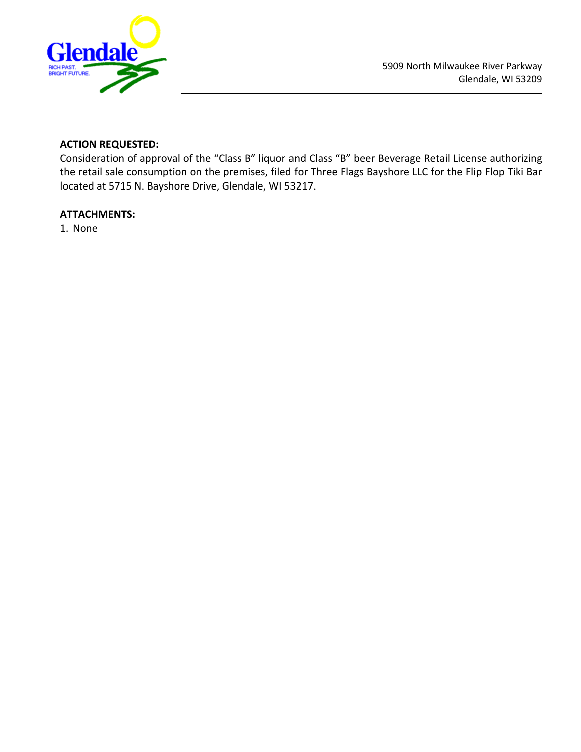5909 North Milwaukee River Parkway
Glendale, WI 53209

**ACTION REQUESTED:**
Consideration of approval of the “Class B” liquor and Class “B” beer Beverage Retail License authorizing the retail sale consumption on the premises, filed for Three Flags Bayshore LLC for the Flip Flop Tiki Bar located at 5715 N. Bayshore Drive, Glendale, WI 53217.

**ATTACHMENTS:**
1. None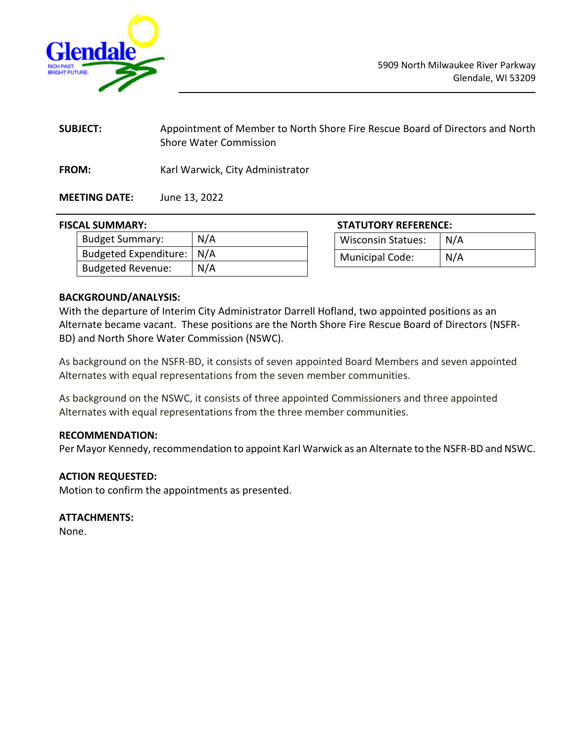Glendale

RICH PAST. BRIGHT FUTURE.

5909 North Milwaukee River Parkway
Glendale, WI 53209

**SUBJECT:** Appointment of Member to North Shore Fire Rescue Board of Directors and North Shore Water Commission

**FROM:** Karl Warwick, City Administrator

**MEETING DATE:** June 13, 2022

**FISCAL SUMMARY:**

| Budget Summary: | N/A |
|---|---|
| Budgeted Expenditure: | N/A |
| Budgeted Revenue: | N/A |

**STATUTORY REFERENCE:**

| Wisconsin Statues: | N/A |
|---|---|
| Municipal Code: | N/A |

**BACKGROUND/ANALYSIS:**

With the departure of Interim City Administrator Darrell Hofland, two appointed positions as an Alternate became vacant. These positions are the North Shore Fire Rescue Board of Directors (NSFR-BD) and North Shore Water Commission (NSWC).

As background on the NSFR-BD, it consists of seven appointed Board Members and seven appointed Alternates with equal representations from the seven member communities.

As background on the NSWC, it consists of three appointed Commissioners and three appointed Alternates with equal representations from the three member communities.

**RECOMMENDATION:**

Per Mayor Kennedy, recommendation to appoint Karl Warwick as an Alternate to the NSFR-BD and NSWC.

**ACTION REQUESTED:**

Motion to confirm the appointments as presented.

**ATTACHMENTS:**

None.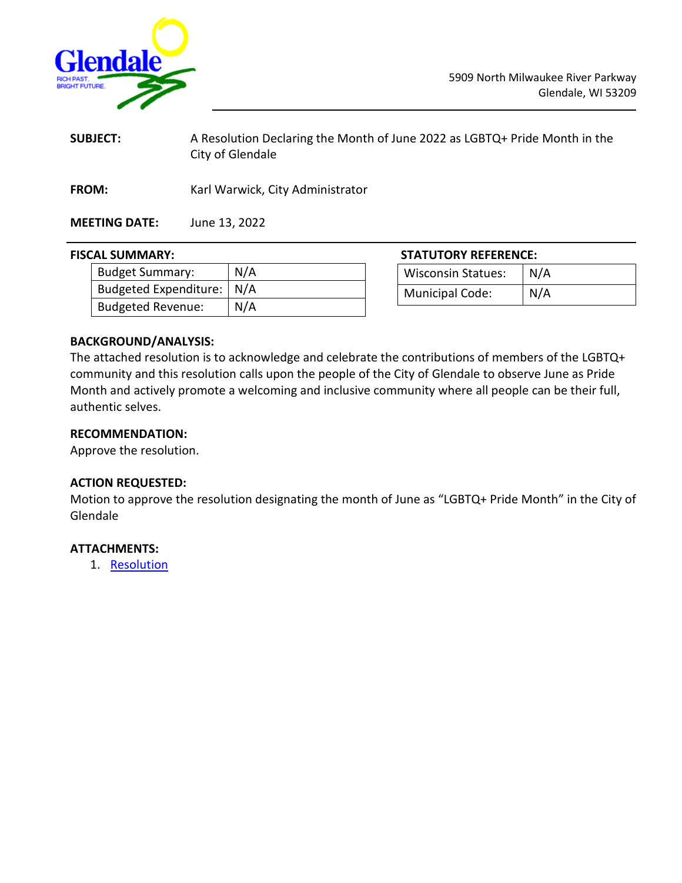Glendale
RICH PAST. BRIGHT FUTURE.

5909 North Milwaukee River Parkway
Glendale, WI 53209

**SUBJECT:** A Resolution Declaring the Month of June 2022 as LGBTQ+ Pride Month in the City of Glendale

**FROM:** Karl Warwick, City Administrator

**MEETING DATE:** June 13, 2022

**FISCAL SUMMARY:**

| Budget Summary: | N/A |
|---|---|
| Budgeted Expenditure: | N/A |
| Budgeted Revenue: | N/A |

**STATUTORY REFERENCE:**

| Wisconsin Statues: | N/A |
|---|---|
| Municipal Code: | N/A |

**BACKGROUND/ANALYSIS:**

The attached resolution is to acknowledge and celebrate the contributions of members of the LGBTQ+ community and this resolution calls upon the people of the City of Glendale to observe June as Pride Month and actively promote a welcoming and inclusive community where all people can be their full, authentic selves.

**RECOMMENDATION:**

Approve the resolution.

**ACTION REQUESTED:**

Motion to approve the resolution designating the month of June as "LGBTQ+ Pride Month" in the City of Glendale

**ATTACHMENTS:**

1. Resolution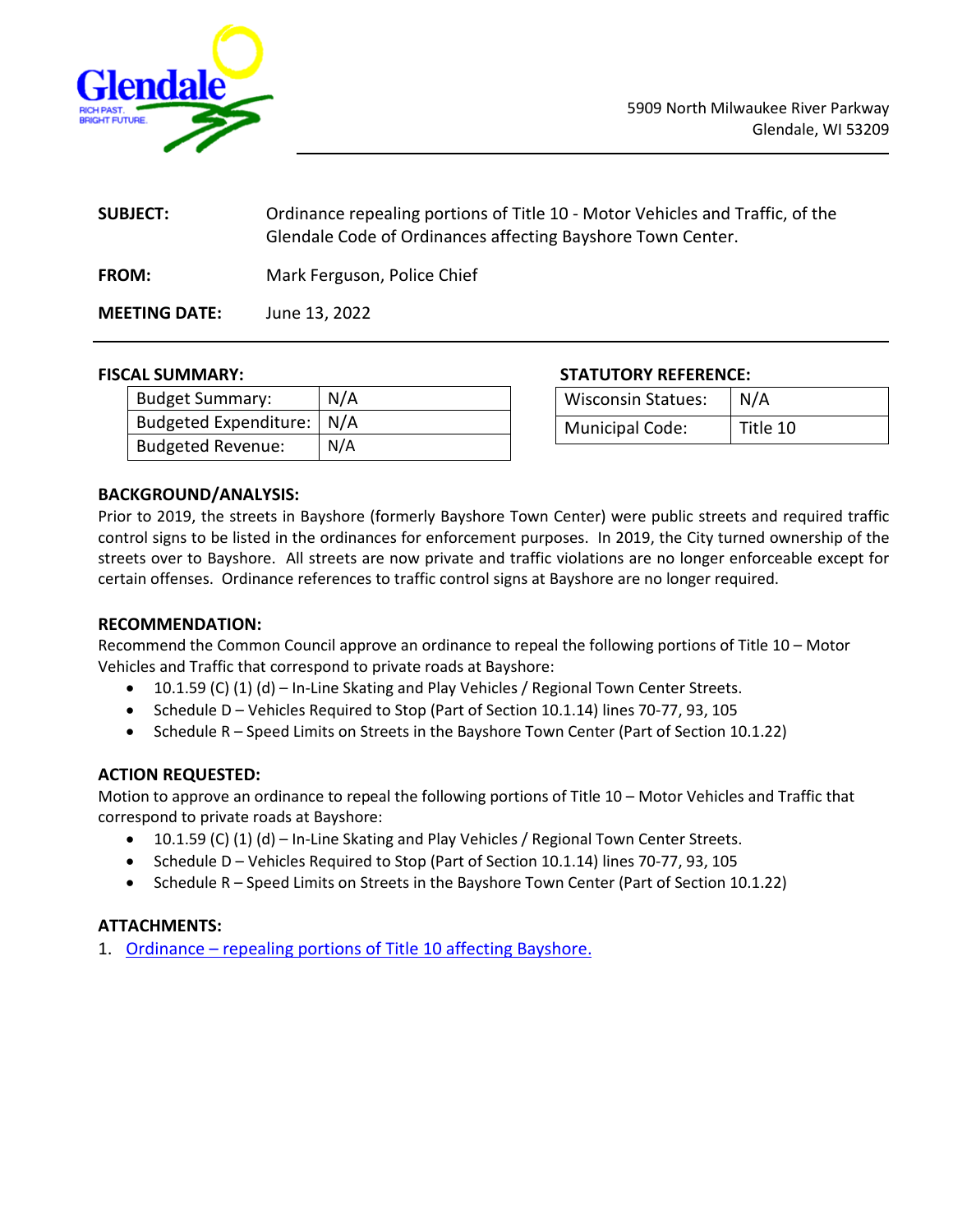Glendale
RICH PAST. BRIGHT FUTURE.

5909 North Milwaukee River Parkway
Glendale, WI 53209

**SUBJECT:** Ordinance repealing portions of Title 10 - Motor Vehicles and Traffic, of the Glendale Code of Ordinances affecting Bayshore Town Center.

**FROM:** Mark Ferguson, Police Chief

**MEETING DATE:** June 13, 2022

**FISCAL SUMMARY:**

| | |
|---|---|
| Budget Summary: | N/A |
| Budgeted Expenditure: | N/A |
| Budgeted Revenue: | N/A |

**STATUTORY REFERENCE:**

| | |
|---|---|
| Wisconsin Statues: | N/A |
| Municipal Code: | Title 10 |

**BACKGROUND/ANALYSIS:**

Prior to 2019, the streets in Bayshore (formerly Bayshore Town Center) were public streets and required traffic control signs to be listed in the ordinances for enforcement purposes. In 2019, the City turned ownership of the streets over to Bayshore. All streets are now private and traffic violations are no longer enforceable except for certain offenses. Ordinance references to traffic control signs at Bayshore are no longer required.

**RECOMMENDATION:**

Recommend the Common Council approve an ordinance to repeal the following portions of Title 10 – Motor Vehicles and Traffic that correspond to private roads at Bayshore:

- 10.1.59 (C) (1) (d) – In-Line Skating and Play Vehicles / Regional Town Center Streets.
- Schedule D – Vehicles Required to Stop (Part of Section 10.1.14) lines 70-77, 93, 105
- Schedule R – Speed Limits on Streets in the Bayshore Town Center (Part of Section 10.1.22)

**ACTION REQUESTED:**

Motion to approve an ordinance to repeal the following portions of Title 10 – Motor Vehicles and Traffic that correspond to private roads at Bayshore:

- 10.1.59 (C) (1) (d) – In-Line Skating and Play Vehicles / Regional Town Center Streets.
- Schedule D – Vehicles Required to Stop (Part of Section 10.1.14) lines 70-77, 93, 105
- Schedule R – Speed Limits on Streets in the Bayshore Town Center (Part of Section 10.1.22)

**ATTACHMENTS:**

1. Ordinance – repealing portions of Title 10 affecting Bayshore.